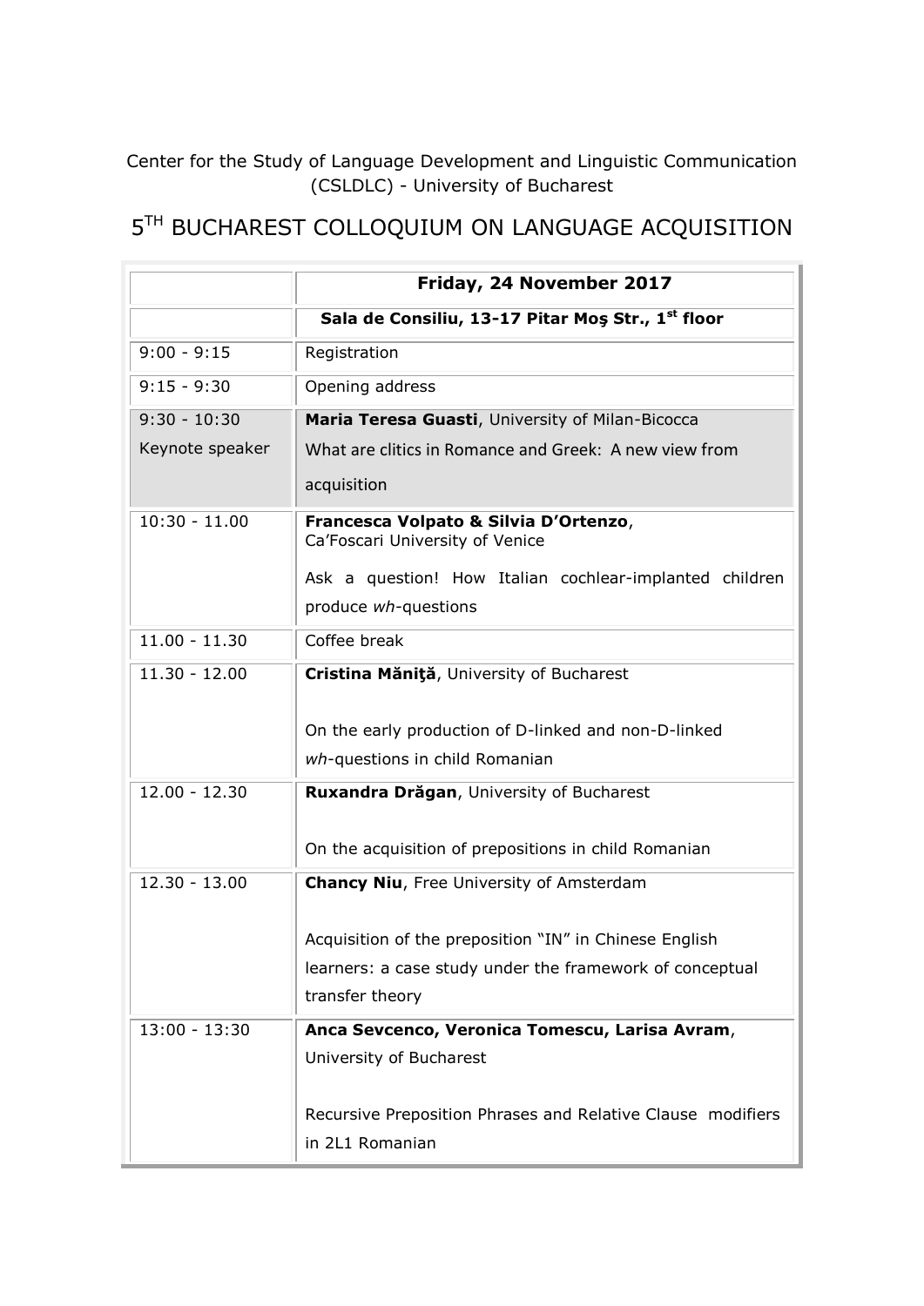Center for the Study of Language Development and Linguistic Communication (CSLDLC) - University of Bucharest

# 5TH BUCHAREST COLLOQUIUM ON LANGUAGE ACQUISITION

| | **Friday, 24 November 2017** |
|---|---|
| | **Sala de Consiliu, 13-17 Pitar Moş Str., 1st floor** |
| 9:00 - 9:15 | Registration |
| 9:15 - 9:30 | Opening address |
| 9:30 - 10:30 Keynote speaker | **Maria Teresa Guasti**, University of Milan-Bicocca<br>What are clitics in Romance and Greek: A new view from acquisition |
| 10:30 - 11.00 | **Francesca Volpato & Silvia D'Ortenzo**, Ca'Foscari University of Venice<br>Ask a question! How Italian cochlear-implanted children produce *wh*-questions |
| 11.00 - 11.30 | Coffee break |
| 11.30 - 12.00 | **Cristina Măniţă**, University of Bucharest<br>On the early production of D-linked and non-D-linked *wh*-questions in child Romanian |
| 12.00 - 12.30 | **Ruxandra Drăgan**, University of Bucharest<br>On the acquisition of prepositions in child Romanian |
| 12.30 - 13.00 | **Chancy Niu**, Free University of Amsterdam<br>Acquisition of the preposition "IN" in Chinese English learners: a case study under the framework of conceptual transfer theory |
| 13:00 - 13:30 | **Anca Sevcenco, Veronica Tomescu, Larisa Avram**, University of Bucharest<br>Recursive Preposition Phrases and Relative Clause modifiers in 2L1 Romanian |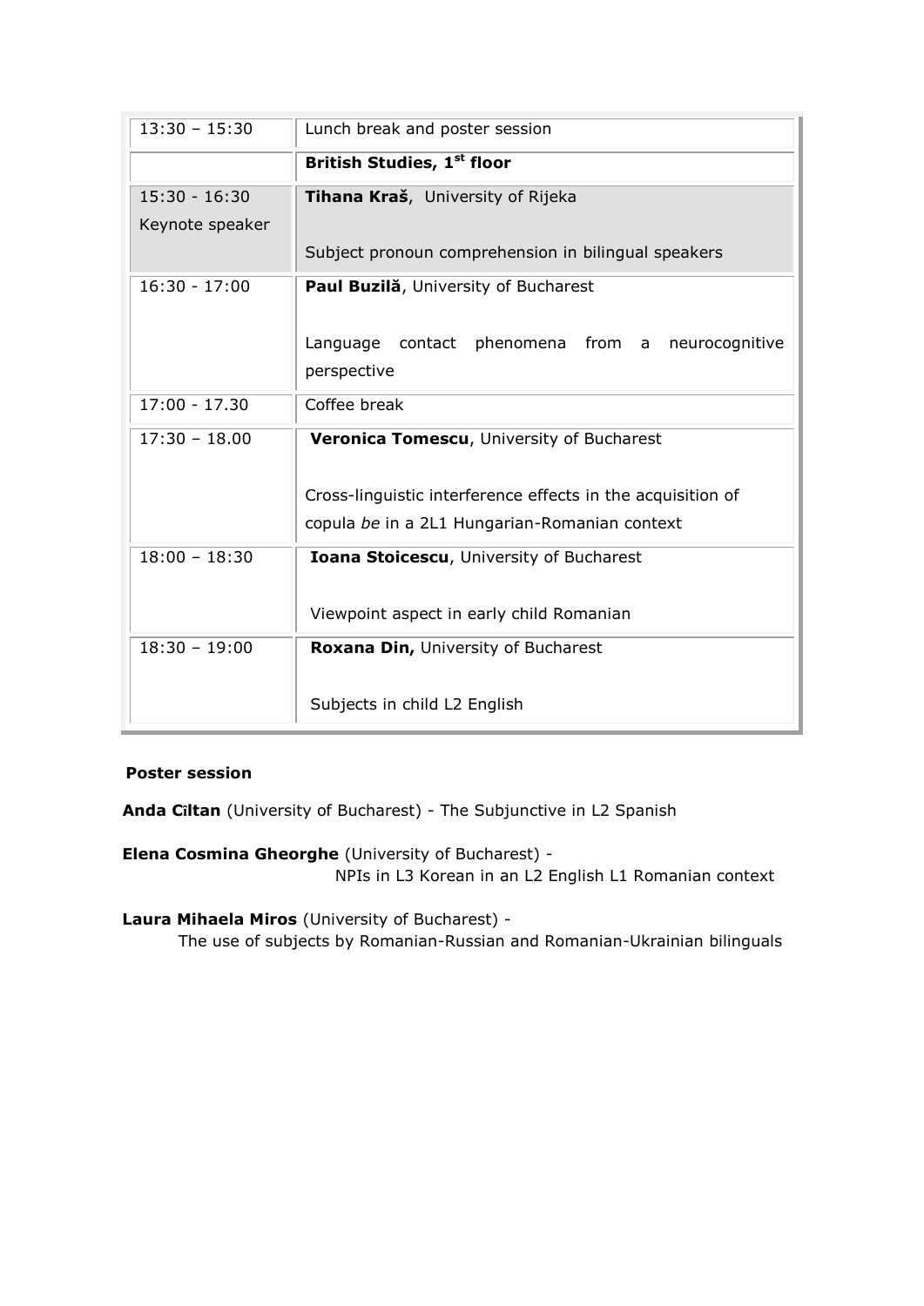| | |
|---|---|
| 13:30 – 15:30 | Lunch break and poster session |
| | **British Studies, 1st floor** |
| 15:30 - 16:30 Keynote speaker | **Tihana Kraš**, University of Rijeka<br><br>Subject pronoun comprehension in bilingual speakers |
| 16:30 - 17:00 | **Paul Buzilă**, University of Bucharest<br><br>Language contact phenomena from a neurocognitive perspective |
| 17:00 - 17.30 | Coffee break |
| 17:30 – 18.00 | **Veronica Tomescu**, University of Bucharest<br><br>Cross-linguistic interference effects in the acquisition of copula *be* in a 2L1 Hungarian-Romanian context |
| 18:00 – 18:30 | **Ioana Stoicescu**, University of Bucharest<br><br>Viewpoint aspect in early child Romanian |
| 18:30 – 19:00 | **Roxana Din,** University of Bucharest<br><br>Subjects in child L2 English |

**Poster session**

**Anda Cîltan** (University of Bucharest) - The Subjunctive in L2 Spanish

**Elena Cosmina Gheorghe** (University of Bucharest) - NPIs in L3 Korean in an L2 English L1 Romanian context

**Laura Mihaela Miros** (University of Bucharest) - The use of subjects by Romanian-Russian and Romanian-Ukrainian bilinguals